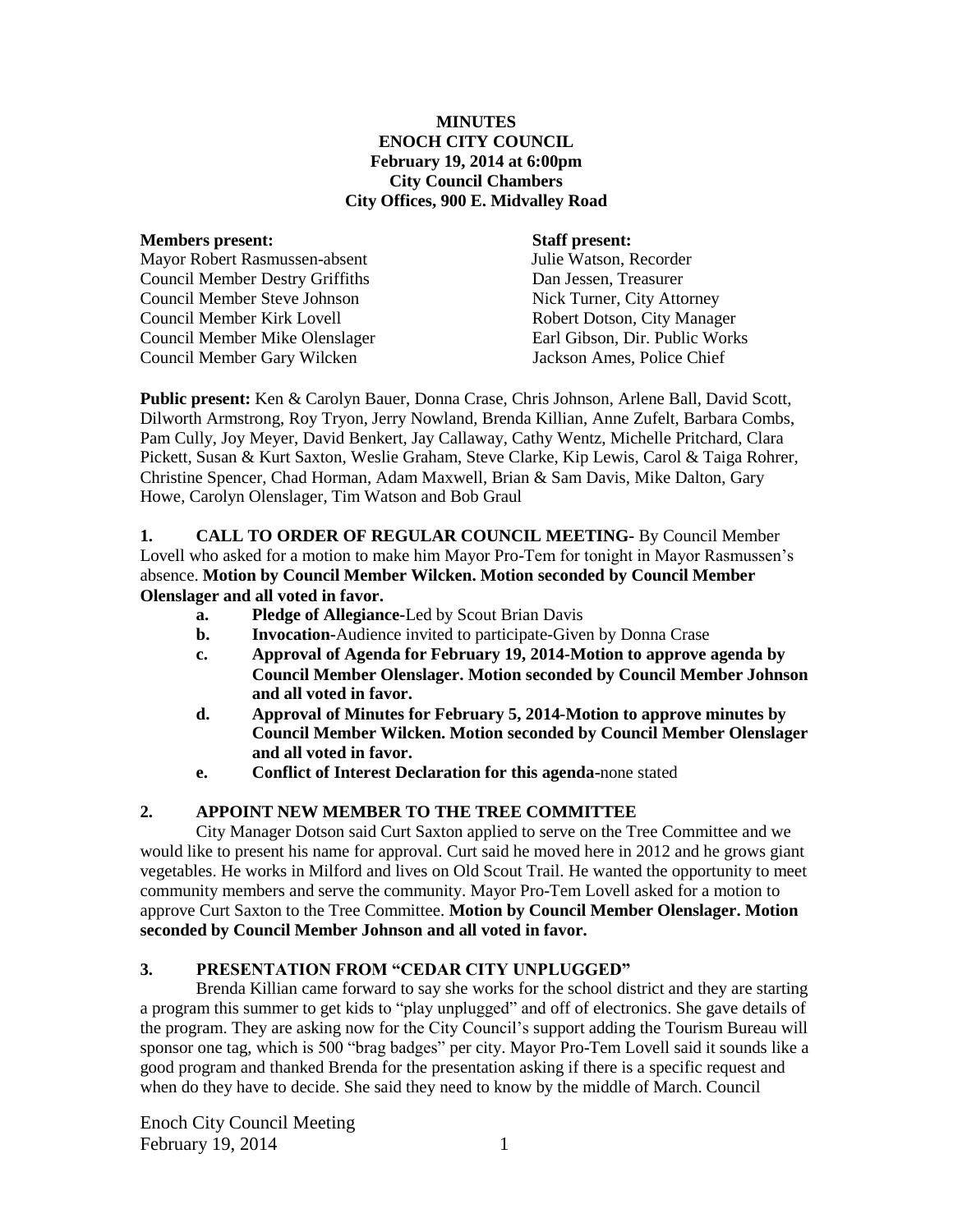**MINUTES**
**ENOCH CITY COUNCIL**
**February 19, 2014 at 6:00pm**
**City Council Chambers**
**City Offices, 900 E. Midvalley Road**

| **Members present:** | **Staff present:** |
|---|---|
| Mayor Robert Rasmussen-absent | Julie Watson, Recorder |
| Council Member Destry Griffiths | Dan Jessen, Treasurer |
| Council Member Steve Johnson | Nick Turner, City Attorney |
| Council Member Kirk Lovell | Robert Dotson, City Manager |
| Council Member Mike Olenslager | Earl Gibson, Dir. Public Works |
| Council Member Gary Wilcken | Jackson Ames, Police Chief |

**Public present:** Ken & Carolyn Bauer, Donna Crase, Chris Johnson, Arlene Ball, David Scott, Dilworth Armstrong, Roy Tryon, Jerry Nowland, Brenda Killian, Anne Zufelt, Barbara Combs, Pam Cully, Joy Meyer, David Benkert, Jay Callaway, Cathy Wentz, Michelle Pritchard, Clara Pickett, Susan & Kurt Saxton, Weslie Graham, Steve Clarke, Kip Lewis, Carol & Taiga Rohrer, Christine Spencer, Chad Horman, Adam Maxwell, Brian & Sam Davis, Mike Dalton, Gary Howe, Carolyn Olenslager, Tim Watson and Bob Graul

**1. CALL TO ORDER OF REGULAR COUNCIL MEETING-** By Council Member Lovell who asked for a motion to make him Mayor Pro-Tem for tonight in Mayor Rasmussen's absence. **Motion by Council Member Wilcken. Motion seconded by Council Member Olenslager and all voted in favor.**

- **a. Pledge of Allegiance-**Led by Scout Brian Davis
- **b. Invocation-**Audience invited to participate-Given by Donna Crase
- **c. Approval of Agenda for February 19, 2014-Motion to approve agenda by Council Member Olenslager. Motion seconded by Council Member Johnson and all voted in favor.**
- **d. Approval of Minutes for February 5, 2014-Motion to approve minutes by Council Member Wilcken. Motion seconded by Council Member Olenslager and all voted in favor.**
- **e. Conflict of Interest Declaration for this agenda-**none stated

**2. APPOINT NEW MEMBER TO THE TREE COMMITTEE**

City Manager Dotson said Curt Saxton applied to serve on the Tree Committee and we would like to present his name for approval. Curt said he moved here in 2012 and he grows giant vegetables. He works in Milford and lives on Old Scout Trail. He wanted the opportunity to meet community members and serve the community. Mayor Pro-Tem Lovell asked for a motion to approve Curt Saxton to the Tree Committee. **Motion by Council Member Olenslager. Motion seconded by Council Member Johnson and all voted in favor.**

**3. PRESENTATION FROM "CEDAR CITY UNPLUGGED"**

Brenda Killian came forward to say she works for the school district and they are starting a program this summer to get kids to "play unplugged" and off of electronics. She gave details of the program. They are asking now for the City Council's support adding the Tourism Bureau will sponsor one tag, which is 500 "brag badges" per city. Mayor Pro-Tem Lovell said it sounds like a good program and thanked Brenda for the presentation asking if there is a specific request and when do they have to decide. She said they need to know by the middle of March. Council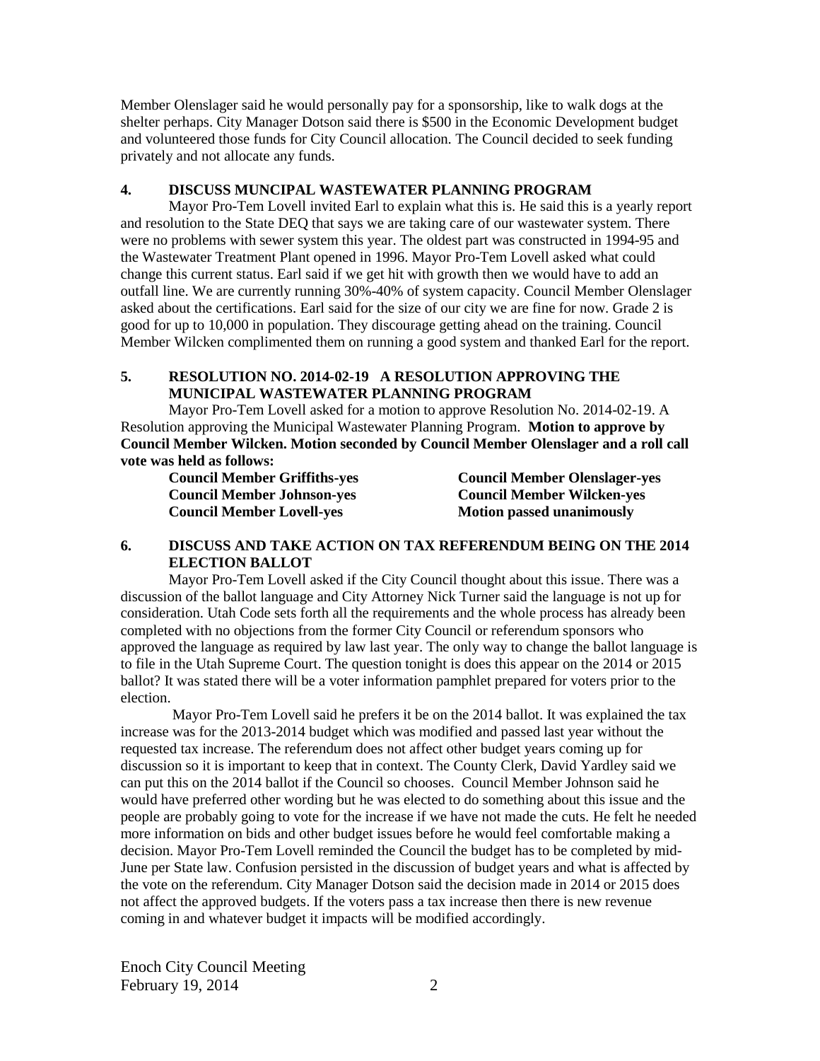Member Olenslager said he would personally pay for a sponsorship, like to walk dogs at the shelter perhaps. City Manager Dotson said there is $500 in the Economic Development budget and volunteered those funds for City Council allocation. The Council decided to seek funding privately and not allocate any funds.

**4. DISCUSS MUNCIPAL WASTEWATER PLANNING PROGRAM**

Mayor Pro-Tem Lovell invited Earl to explain what this is. He said this is a yearly report and resolution to the State DEQ that says we are taking care of our wastewater system. There were no problems with sewer system this year. The oldest part was constructed in 1994-95 and the Wastewater Treatment Plant opened in 1996. Mayor Pro-Tem Lovell asked what could change this current status. Earl said if we get hit with growth then we would have to add an outfall line. We are currently running 30%-40% of system capacity. Council Member Olenslager asked about the certifications. Earl said for the size of our city we are fine for now. Grade 2 is good for up to 10,000 in population. They discourage getting ahead on the training. Council Member Wilcken complimented them on running a good system and thanked Earl for the report.

**5. RESOLUTION NO. 2014-02-19 A RESOLUTION APPROVING THE MUNICIPAL WASTEWATER PLANNING PROGRAM**

Mayor Pro-Tem Lovell asked for a motion to approve Resolution No. 2014-02-19. A Resolution approving the Municipal Wastewater Planning Program. **Motion to approve by Council Member Wilcken. Motion seconded by Council Member Olenslager and a roll call vote was held as follows:**

**Council Member Griffiths-yes**
**Council Member Johnson-yes**
**Council Member Lovell-yes**
**Council Member Olenslager-yes**
**Council Member Wilcken-yes**
**Motion passed unanimously**

**6. DISCUSS AND TAKE ACTION ON TAX REFERENDUM BEING ON THE 2014 ELECTION BALLOT**

Mayor Pro-Tem Lovell asked if the City Council thought about this issue. There was a discussion of the ballot language and City Attorney Nick Turner said the language is not up for consideration. Utah Code sets forth all the requirements and the whole process has already been completed with no objections from the former City Council or referendum sponsors who approved the language as required by law last year. The only way to change the ballot language is to file in the Utah Supreme Court. The question tonight is does this appear on the 2014 or 2015 ballot? It was stated there will be a voter information pamphlet prepared for voters prior to the election.

Mayor Pro-Tem Lovell said he prefers it be on the 2014 ballot. It was explained the tax increase was for the 2013-2014 budget which was modified and passed last year without the requested tax increase. The referendum does not affect other budget years coming up for discussion so it is important to keep that in context. The County Clerk, David Yardley said we can put this on the 2014 ballot if the Council so chooses. Council Member Johnson said he would have preferred other wording but he was elected to do something about this issue and the people are probably going to vote for the increase if we have not made the cuts. He felt he needed more information on bids and other budget issues before he would feel comfortable making a decision. Mayor Pro-Tem Lovell reminded the Council the budget has to be completed by mid-June per State law. Confusion persisted in the discussion of budget years and what is affected by the vote on the referendum. City Manager Dotson said the decision made in 2014 or 2015 does not affect the approved budgets. If the voters pass a tax increase then there is new revenue coming in and whatever budget it impacts will be modified accordingly.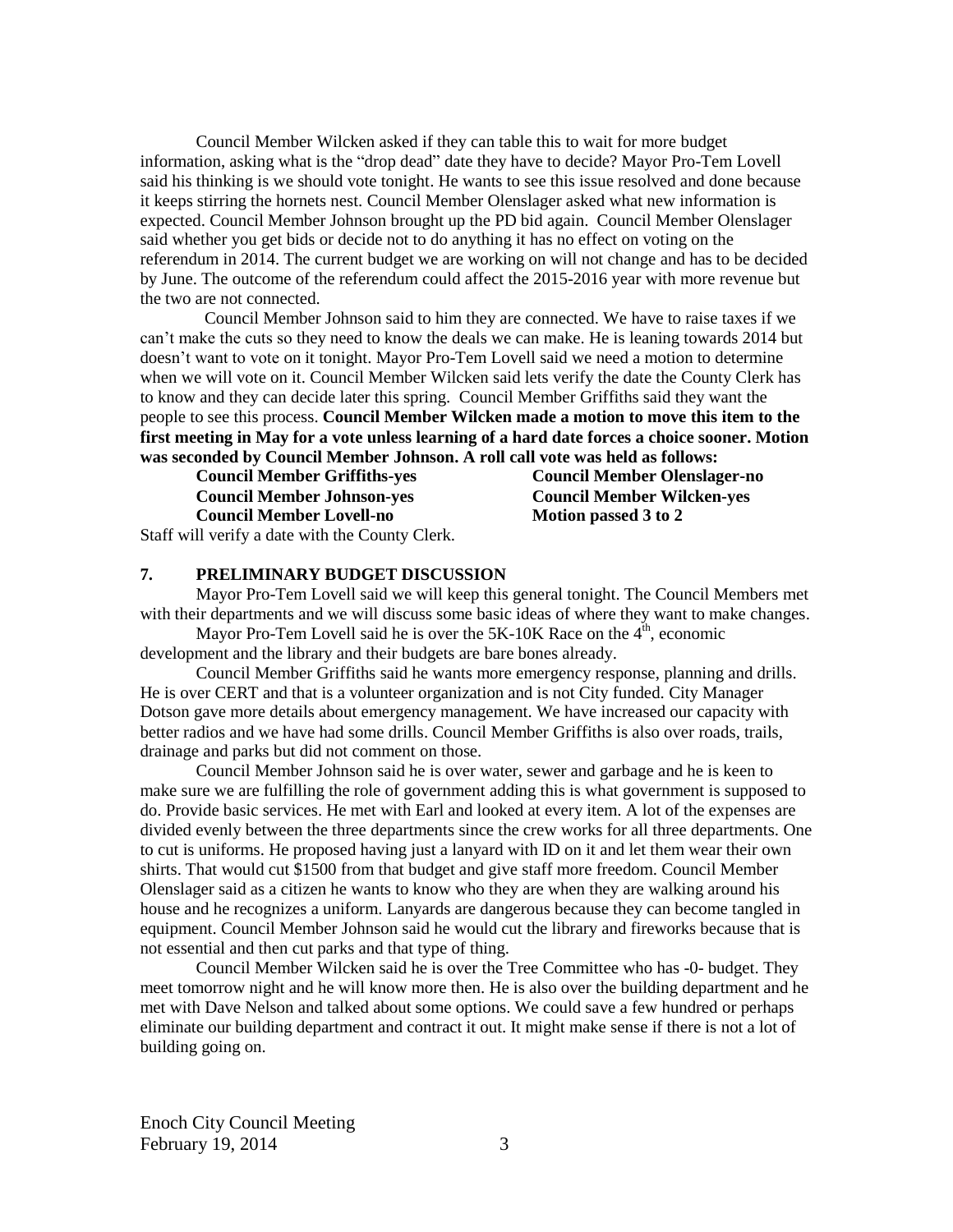Council Member Wilcken asked if they can table this to wait for more budget information, asking what is the "drop dead" date they have to decide? Mayor Pro-Tem Lovell said his thinking is we should vote tonight. He wants to see this issue resolved and done because it keeps stirring the hornets nest. Council Member Olenslager asked what new information is expected. Council Member Johnson brought up the PD bid again. Council Member Olenslager said whether you get bids or decide not to do anything it has no effect on voting on the referendum in 2014. The current budget we are working on will not change and has to be decided by June. The outcome of the referendum could affect the 2015-2016 year with more revenue but the two are not connected.

Council Member Johnson said to him they are connected. We have to raise taxes if we can't make the cuts so they need to know the deals we can make. He is leaning towards 2014 but doesn't want to vote on it tonight. Mayor Pro-Tem Lovell said we need a motion to determine when we will vote on it. Council Member Wilcken said lets verify the date the County Clerk has to know and they can decide later this spring. Council Member Griffiths said they want the people to see this process. **Council Member Wilcken made a motion to move this item to the first meeting in May for a vote unless learning of a hard date forces a choice sooner. Motion was seconded by Council Member Johnson. A roll call vote was held as follows:**

**Council Member Griffiths-yes** — **Council Member Olenslager-no**
**Council Member Johnson-yes** — **Council Member Wilcken-yes**
**Council Member Lovell-no** — **Motion passed 3 to 2**

Staff will verify a date with the County Clerk.

## 7. PRELIMINARY BUDGET DISCUSSION

Mayor Pro-Tem Lovell said we will keep this general tonight. The Council Members met with their departments and we will discuss some basic ideas of where they want to make changes.

Mayor Pro-Tem Lovell said he is over the 5K-10K Race on the 4th, economic development and the library and their budgets are bare bones already.

Council Member Griffiths said he wants more emergency response, planning and drills. He is over CERT and that is a volunteer organization and is not City funded. City Manager Dotson gave more details about emergency management. We have increased our capacity with better radios and we have had some drills. Council Member Griffiths is also over roads, trails, drainage and parks but did not comment on those.

Council Member Johnson said he is over water, sewer and garbage and he is keen to make sure we are fulfilling the role of government adding this is what government is supposed to do. Provide basic services. He met with Earl and looked at every item. A lot of the expenses are divided evenly between the three departments since the crew works for all three departments. One to cut is uniforms. He proposed having just a lanyard with ID on it and let them wear their own shirts. That would cut $1500 from that budget and give staff more freedom. Council Member Olenslager said as a citizen he wants to know who they are when they are walking around his house and he recognizes a uniform. Lanyards are dangerous because they can become tangled in equipment. Council Member Johnson said he would cut the library and fireworks because that is not essential and then cut parks and that type of thing.

Council Member Wilcken said he is over the Tree Committee who has -0- budget. They meet tomorrow night and he will know more then. He is also over the building department and he met with Dave Nelson and talked about some options. We could save a few hundred or perhaps eliminate our building department and contract it out. It might make sense if there is not a lot of building going on.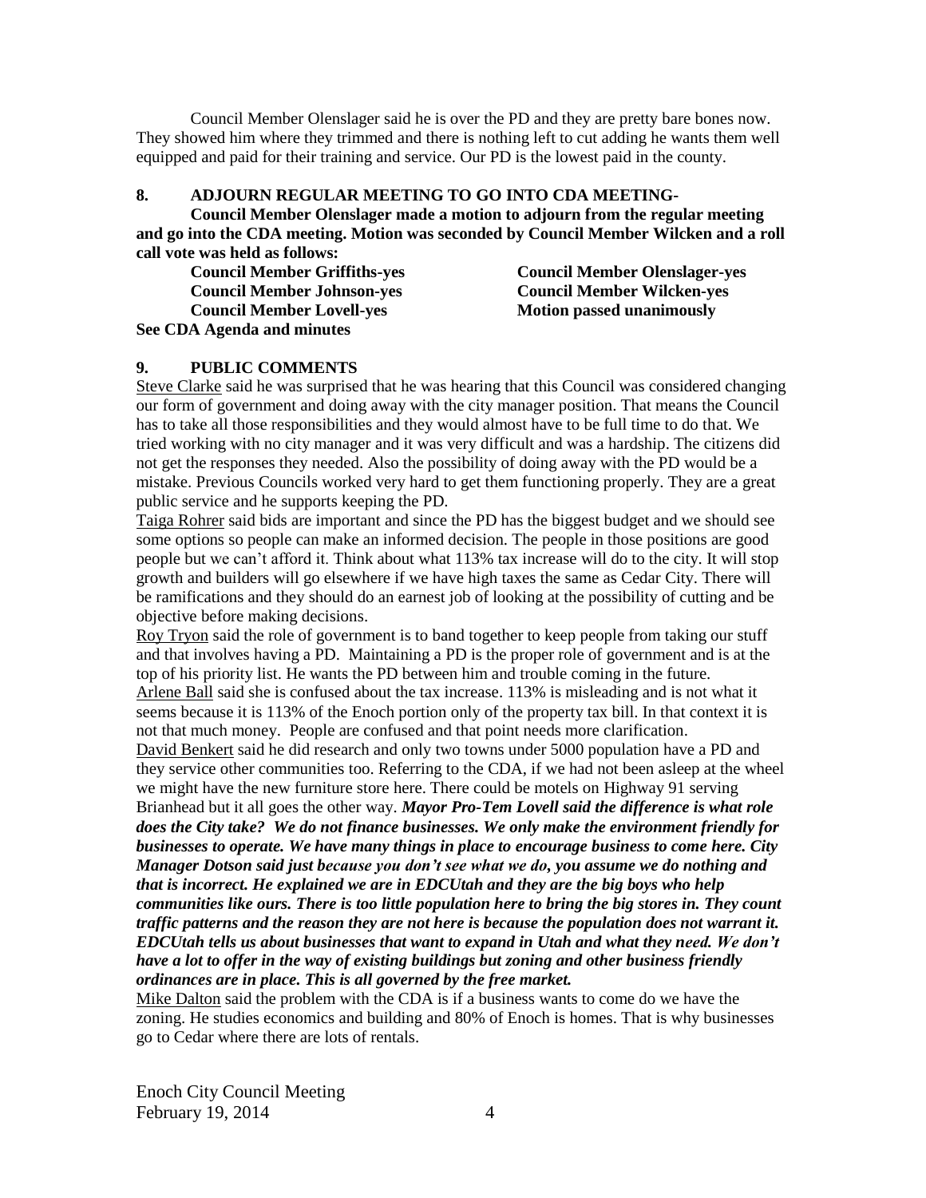Council Member Olenslager said he is over the PD and they are pretty bare bones now. They showed him where they trimmed and there is nothing left to cut adding he wants them well equipped and paid for their training and service. Our PD is the lowest paid in the county.

## 8. ADJOURN REGULAR MEETING TO GO INTO CDA MEETING-

**Council Member Olenslager made a motion to adjourn from the regular meeting and go into the CDA meeting. Motion was seconded by Council Member Wilcken and a roll call vote was held as follows:**

**Council Member Griffiths-yes**
**Council Member Johnson-yes**
**Council Member Lovell-yes**
**Council Member Olenslager-yes**
**Council Member Wilcken-yes**
**Motion passed unanimously**

**See CDA Agenda and minutes**

## 9. PUBLIC COMMENTS

Steve Clarke said he was surprised that he was hearing that this Council was considered changing our form of government and doing away with the city manager position. That means the Council has to take all those responsibilities and they would almost have to be full time to do that. We tried working with no city manager and it was very difficult and was a hardship. The citizens did not get the responses they needed. Also the possibility of doing away with the PD would be a mistake. Previous Councils worked very hard to get them functioning properly. They are a great public service and he supports keeping the PD.

Taiga Rohrer said bids are important and since the PD has the biggest budget and we should see some options so people can make an informed decision. The people in those positions are good people but we can't afford it. Think about what 113% tax increase will do to the city. It will stop growth and builders will go elsewhere if we have high taxes the same as Cedar City. There will be ramifications and they should do an earnest job of looking at the possibility of cutting and be objective before making decisions.

Roy Tryon said the role of government is to band together to keep people from taking our stuff and that involves having a PD. Maintaining a PD is the proper role of government and is at the top of his priority list. He wants the PD between him and trouble coming in the future.

Arlene Ball said she is confused about the tax increase. 113% is misleading and is not what it seems because it is 113% of the Enoch portion only of the property tax bill. In that context it is not that much money. People are confused and that point needs more clarification.

David Benkert said he did research and only two towns under 5000 population have a PD and they service other communities too. Referring to the CDA, if we had not been asleep at the wheel we might have the new furniture store here. There could be motels on Highway 91 serving Brianhead but it all goes the other way. ***Mayor Pro-Tem Lovell said the difference is what role does the City take? We do not finance businesses. We only make the environment friendly for businesses to operate. We have many things in place to encourage business to come here. City Manager Dotson said just because you don't see what we do, you assume we do nothing and that is incorrect. He explained we are in EDCUtah and they are the big boys who help communities like ours. There is too little population here to bring the big stores in. They count traffic patterns and the reason they are not here is because the population does not warrant it. EDCUtah tells us about businesses that want to expand in Utah and what they need. We don't have a lot to offer in the way of existing buildings but zoning and other business friendly ordinances are in place. This is all governed by the free market.***

Mike Dalton said the problem with the CDA is if a business wants to come do we have the zoning. He studies economics and building and 80% of Enoch is homes. That is why businesses go to Cedar where there are lots of rentals.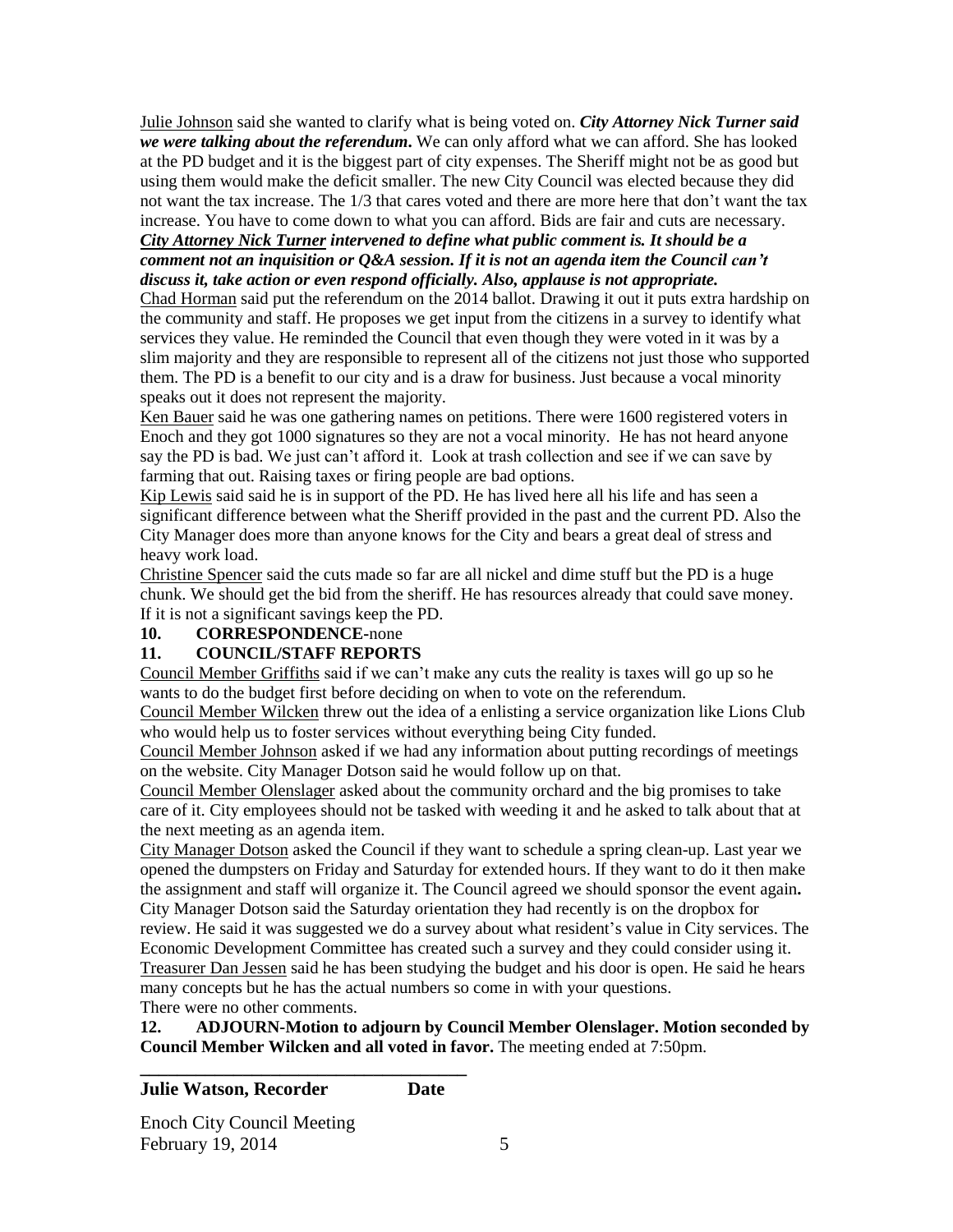Julie Johnson said she wanted to clarify what is being voted on. ***City Attorney Nick Turner said we were talking about the referendum*****.** We can only afford what we can afford. She has looked at the PD budget and it is the biggest part of city expenses. The Sheriff might not be as good but using them would make the deficit smaller. The new City Council was elected because they did not want the tax increase. The 1/3 that cares voted and there are more here that don't want the tax increase. You have to come down to what you can afford. Bids are fair and cuts are necessary. ***City Attorney Nick Turner intervened to define what public comment is. It should be a comment not an inquisition or Q&A session. If it is not an agenda item the Council can't discuss it, take action or even respond officially. Also, applause is not appropriate.***

Chad Horman said put the referendum on the 2014 ballot. Drawing it out it puts extra hardship on the community and staff. He proposes we get input from the citizens in a survey to identify what services they value. He reminded the Council that even though they were voted in it was by a slim majority and they are responsible to represent all of the citizens not just those who supported them. The PD is a benefit to our city and is a draw for business. Just because a vocal minority speaks out it does not represent the majority.

Ken Bauer said he was one gathering names on petitions. There were 1600 registered voters in Enoch and they got 1000 signatures so they are not a vocal minority. He has not heard anyone say the PD is bad. We just can't afford it. Look at trash collection and see if we can save by farming that out. Raising taxes or firing people are bad options.

Kip Lewis said said he is in support of the PD. He has lived here all his life and has seen a significant difference between what the Sheriff provided in the past and the current PD. Also the City Manager does more than anyone knows for the City and bears a great deal of stress and heavy work load.

Christine Spencer said the cuts made so far are all nickel and dime stuff but the PD is a huge chunk. We should get the bid from the sheriff. He has resources already that could save money. If it is not a significant savings keep the PD.

**10. CORRESPONDENCE**-none

**11. COUNCIL/STAFF REPORTS**

Council Member Griffiths said if we can't make any cuts the reality is taxes will go up so he wants to do the budget first before deciding on when to vote on the referendum.

Council Member Wilcken threw out the idea of a enlisting a service organization like Lions Club who would help us to foster services without everything being City funded.

Council Member Johnson asked if we had any information about putting recordings of meetings on the website. City Manager Dotson said he would follow up on that.

Council Member Olenslager asked about the community orchard and the big promises to take care of it. City employees should not be tasked with weeding it and he asked to talk about that at the next meeting as an agenda item.

City Manager Dotson asked the Council if they want to schedule a spring clean-up. Last year we opened the dumpsters on Friday and Saturday for extended hours. If they want to do it then make the assignment and staff will organize it. The Council agreed we should sponsor the event again**.**

City Manager Dotson said the Saturday orientation they had recently is on the dropbox for review. He said it was suggested we do a survey about what resident's value in City services. The Economic Development Committee has created such a survey and they could consider using it.

Treasurer Dan Jessen said he has been studying the budget and his door is open. He said he hears many concepts but he has the actual numbers so come in with your questions.

There were no other comments.

**12. ADJOURN-Motion to adjourn by Council Member Olenslager. Motion seconded by Council Member Wilcken and all voted in favor.** The meeting ended at 7:50pm.

\_\_\_\_\_\_\_\_\_\_\_\_\_\_\_\_\_\_\_\_\_\_\_\_\_\_\_\_\_\_\_\_\_\_\_\_

**Julie Watson, Recorder Date**

Enoch City Council Meeting
February 19, 2014